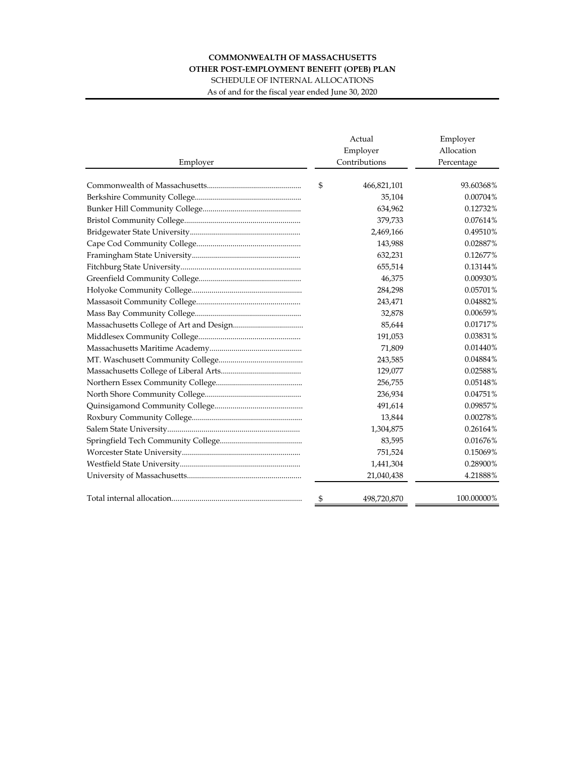**COMMONWEALTH OF MASSACHUSETTS**

**OTHER POST-EMPLOYMENT BENEFIT (OPEB) PLAN**

SCHEDULE OF INTERNAL ALLOCATIONS

As of and for the fiscal year ended June 30, 2020

| Employer | Actual Employer Contributions | Employer Allocation Percentage |
|---|---|---|
| Commonwealth of Massachusetts | $ 466,821,101 | 93.60368% |
| Berkshire Community College | 35,104 | 0.00704% |
| Bunker Hill Community College | 634,962 | 0.12732% |
| Bristol Community College | 379,733 | 0.07614% |
| Bridgewater State University | 2,469,166 | 0.49510% |
| Cape Cod Community College | 143,988 | 0.02887% |
| Framingham State University | 632,231 | 0.12677% |
| Fitchburg State University | 655,514 | 0.13144% |
| Greenfield Community College | 46,375 | 0.00930% |
| Holyoke Community College | 284,298 | 0.05701% |
| Massasoit Community College | 243,471 | 0.04882% |
| Mass Bay Community College | 32,878 | 0.00659% |
| Massachusetts College of Art and Design | 85,644 | 0.01717% |
| Middlesex Community College | 191,053 | 0.03831% |
| Massachusetts Maritime Academy | 71,809 | 0.01440% |
| MT. Waschusett Community College | 243,585 | 0.04884% |
| Massachusetts College of Liberal Arts | 129,077 | 0.02588% |
| Northern Essex Community College | 256,755 | 0.05148% |
| North Shore Community College | 236,934 | 0.04751% |
| Quinsigamond Community College | 491,614 | 0.09857% |
| Roxbury Community College | 13,844 | 0.00278% |
| Salem State University | 1,304,875 | 0.26164% |
| Springfield Tech Community College | 83,595 | 0.01676% |
| Worcester State University | 751,524 | 0.15069% |
| Westfield State University | 1,441,304 | 0.28900% |
| University of Massachusetts | 21,040,438 | 4.21888% |
| Total internal allocation | $ 498,720,870 | 100.00000% |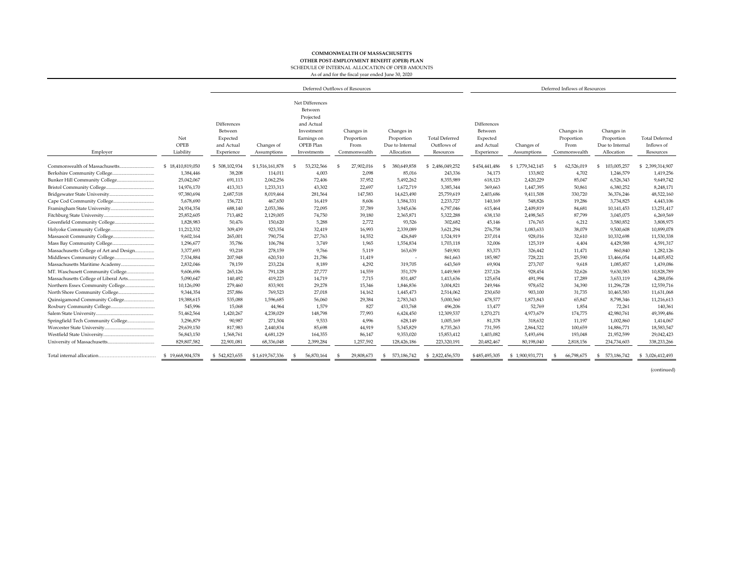**COMMONWEALTH OF MASSACHUSETTS**
**OTHER POST-EMPLOYMENT BENEFIT (OPEB) PLAN**
SCHEDULE OF INTERNAL ALLOCATION OF OPEB AMOUNTS
As of and for the fiscal year ended June 30, 2020

| | | Deferred Outflows of Resources | | | | | | Deferred Inflows of Resources | | | | |
|---|---|---|---|---|---|---|---|---|---|---|---|---|
| Employer | Net OPEB Liability | Differences Between Expected and Actual Experience | Changes of Assumptions | Net Differences Between Projected and Actual Investment Earnings on OPEB Plan Investments | Changes in Proportion From Commonwealth | Changes in Proportion Due to Internal Allocation | Total Deferred Outflows of Resources | Differences Between Expected and Actual Experience | Changes of Assumptions | Changes in Proportion From Commonwealth | Changes in Proportion Due to Internal Allocation | Total Deferred Inflows of Resources |
| Commonwealth of Massachusetts | $ 18,410,819,050 | $ 508,102,934 | $ 1,516,161,878 | $ 53,232,566 | $ 27,902,016 | $ 380,649,858 | $ 2,486,049,252 | $ 454,441,486 | $ 1,779,342,145 | $ 62,526,019 | $ 103,005,257 | $ 2,399,314,907 |
| Berkshire Community College | 1,384,446 | 38,208 | 114,011 | 4,003 | 2,098 | 85,016 | 243,336 | 34,173 | 133,802 | 4,702 | 1,246,579 | 1,419,256 |
| Bunker Hill Community College | 25,042,067 | 691,113 | 2,062,256 | 72,406 | 37,952 | 5,492,262 | 8,355,989 | 618,123 | 2,420,229 | 85,047 | 6,526,343 | 9,649,742 |
| Bristol Community College | 14,976,170 | 413,313 | 1,233,313 | 43,302 | 22,697 | 1,672,719 | 3,385,344 | 369,663 | 1,447,395 | 50,861 | 6,380,252 | 8,248,171 |
| Bridgewater State University | 97,380,694 | 2,687,518 | 8,019,464 | 281,564 | 147,583 | 14,623,490 | 25,759,619 | 2,403,686 | 9,411,508 | 330,720 | 36,376,246 | 48,522,160 |
| Cape Cod Community College | 5,678,690 | 156,721 | 467,650 | 16,419 | 8,606 | 1,584,331 | 2,233,727 | 140,169 | 548,826 | 19,286 | 3,734,825 | 4,443,106 |
| Framingham State University | 24,934,354 | 688,140 | 2,053,386 | 72,095 | 37,789 | 3,945,636 | 6,797,046 | 615,464 | 2,409,819 | 84,681 | 10,141,453 | 13,251,417 |
| Fitchburg State University | 25,852,605 | 713,482 | 2,129,005 | 74,750 | 39,180 | 2,365,871 | 5,322,288 | 638,130 | 2,498,565 | 87,799 | 3,045,075 | 6,269,569 |
| Greenfield Community College | 1,828,983 | 50,476 | 150,620 | 5,288 | 2,772 | 93,526 | 302,682 | 45,146 | 176,765 | 6,212 | 3,580,852 | 3,808,975 |
| Holyoke Community College | 11,212,332 | 309,439 | 923,354 | 32,419 | 16,993 | 2,339,089 | 3,621,294 | 276,758 | 1,083,633 | 38,079 | 9,500,608 | 10,899,078 |
| Massasoit Community College | 9,602,164 | 265,001 | 790,754 | 27,763 | 14,552 | 426,849 | 1,524,919 | 237,014 | 928,016 | 32,610 | 10,332,698 | 11,530,338 |
| Mass Bay Community College | 1,296,677 | 35,786 | 106,784 | 3,749 | 1,965 | 1,554,834 | 1,703,118 | 32,006 | 125,319 | 4,404 | 4,429,588 | 4,591,317 |
| Massachusetts College of Art and Design | 3,377,693 | 93,218 | 278,159 | 9,766 | 5,119 | 163,639 | 549,901 | 83,373 | 326,442 | 11,471 | 860,840 | 1,282,126 |
| Middlesex Community College | 7,534,884 | 207,948 | 620,510 | 21,786 | 11,419 | - | 861,663 | 185,987 | 728,221 | 25,590 | 13,466,054 | 14,405,852 |
| Massachusetts Maritime Academy | 2,832,046 | 78,159 | 233,224 | 8,189 | 4,292 | 319,705 | 643,569 | 69,904 | 273,707 | 9,618 | 1,085,857 | 1,439,086 |
| MT. Waschusett Community College | 9,606,696 | 265,126 | 791,128 | 27,777 | 14,559 | 351,379 | 1,449,969 | 237,126 | 928,454 | 32,626 | 9,630,583 | 10,828,789 |
| Massachusetts College of Liberal Arts | 5,090,647 | 140,492 | 419,223 | 14,719 | 7,715 | 831,487 | 1,413,636 | 125,654 | 491,994 | 17,289 | 3,653,119 | 4,288,056 |
| Northern Essex Community College | 10,126,090 | 279,460 | 833,901 | 29,278 | 15,346 | 1,846,836 | 3,004,821 | 249,946 | 978,652 | 34,390 | 11,296,728 | 12,559,716 |
| North Shore Community College | 9,344,354 | 257,886 | 769,523 | 27,018 | 14,162 | 1,445,473 | 2,514,062 | 230,650 | 903,100 | 31,735 | 10,465,583 | 11,631,068 |
| Quinsigamond Community College | 19,388,615 | 535,088 | 1,596,685 | 56,060 | 29,384 | 2,783,343 | 5,000,560 | 478,577 | 1,873,843 | 65,847 | 8,798,346 | 11,216,613 |
| Roxbury Community College | 545,996 | 15,068 | 44,964 | 1,579 | 827 | 433,768 | 496,206 | 13,477 | 52,769 | 1,854 | 72,261 | 140,361 |
| Salem State University | 51,462,564 | 1,420,267 | 4,238,029 | 148,798 | 77,993 | 6,424,450 | 12,309,537 | 1,270,271 | 4,973,679 | 174,775 | 42,980,761 | 49,399,486 |
| Springfield Tech Community College | 3,296,879 | 90,987 | 271,504 | 9,533 | 4,996 | 628,149 | 1,005,169 | 81,378 | 318,632 | 11,197 | 1,002,860 | 1,414,067 |
| Worcester State University | 29,639,150 | 817,983 | 2,440,834 | 85,698 | 44,919 | 5,345,829 | 8,735,263 | 731,595 | 2,864,522 | 100,659 | 14,886,771 | 18,583,547 |
| Westfield State University | 56,843,150 | 1,568,761 | 4,681,129 | 164,355 | 86,147 | 9,353,020 | 15,853,412 | 1,403,082 | 5,493,694 | 193,048 | 21,952,599 | 29,042,423 |
| University of Massachusetts | 829,807,582 | 22,901,081 | 68,336,048 | 2,399,284 | 1,257,592 | 128,426,186 | 223,320,191 | 20,482,467 | 80,198,040 | 2,818,156 | 234,734,603 | 338,233,266 |
| Total internal allocation | $ 19,668,904,578 | $ 542,823,655 | $ 1,619,767,336 | $ 56,870,164 | $ 29,808,673 | $ 573,186,742 | $ 2,822,456,570 | $ 485,495,305 | $ 1,900,931,771 | $ 66,798,675 | $ 573,186,742 | $ 3,026,412,493 |

(continued)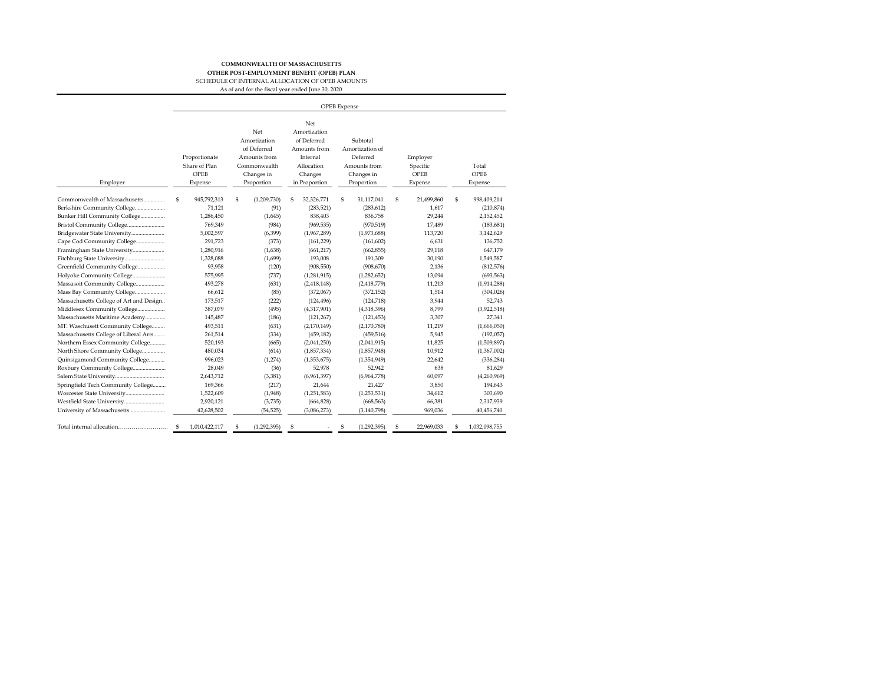**COMMONWEALTH OF MASSACHUSETTS**

**OTHER POST-EMPLOYMENT BENEFIT (OPEB) PLAN**

SCHEDULE OF INTERNAL ALLOCATION OF OPEB AMOUNTS

As of and for the fiscal year ended June 30, 2020

| | OPEB Expense | | | | | |
|---|---|---|---|---|---|---|
| Employer | Proportionate Share of Plan OPEB Expense | Net Amortization of Deferred Amounts from Commonwealth Changes in Proportion | Net Amortization of Deferred Amounts from Internal Allocation Changes in Proportion | Subtotal Amortization of Deferred Amounts from Changes in Proportion | Employer Specific OPEB Expense | Total OPEB Expense |
| Commonwealth of Massachusetts............... | $ 945,792,313 | $ (1,209,730) | $ 32,326,771 | $ 31,117,041 | $ 21,499,860 | $ 998,409,214 |
| Berkshire Community College..................... | 71,121 | (91) | (283,521) | (283,612) | 1,617 | (210,874) |
| Bunker Hill Community College................. | 1,286,450 | (1,645) | 838,403 | 836,758 | 29,244 | 2,152,452 |
| Bristol Community College.......................... | 769,349 | (984) | (969,535) | (970,519) | 17,489 | (183,681) |
| Bridgewater State University........................ | 5,002,597 | (6,399) | (1,967,289) | (1,973,688) | 113,720 | 3,142,629 |
| Cape Cod Community College.................... | 291,723 | (373) | (161,229) | (161,602) | 6,631 | 136,752 |
| Framingham State University...................... | 1,280,916 | (1,638) | (661,217) | (662,855) | 29,118 | 647,179 |
| Fitchburg State University............................ | 1,328,088 | (1,699) | 193,008 | 191,309 | 30,190 | 1,549,587 |
| Greenfield Community College.................... | 93,958 | (120) | (908,550) | (908,670) | 2,136 | (812,576) |
| Holyoke Community College........................ | 575,995 | (737) | (1,281,915) | (1,282,652) | 13,094 | (693,563) |
| Massasoit Community College.................... | 493,278 | (631) | (2,418,148) | (2,418,779) | 11,213 | (1,914,288) |
| Mass Bay Community College..................... | 66,612 | (85) | (372,067) | (372,152) | 1,514 | (304,026) |
| Massachusetts College of Art and Design.. | 173,517 | (222) | (124,496) | (124,718) | 3,944 | 52,743 |
| Middlesex Community College................... | 387,079 | (495) | (4,317,901) | (4,318,396) | 8,799 | (3,922,518) |
| Massachusetts Maritime Academy.............. | 145,487 | (186) | (121,267) | (121,453) | 3,307 | 27,341 |
| MT. Waschusett Community College......... | 493,511 | (631) | (2,170,149) | (2,170,780) | 11,219 | (1,666,050) |
| Massachusetts College of Liberal Arts........ | 261,514 | (334) | (459,182) | (459,516) | 5,945 | (192,057) |
| Northern Essex Community College........... | 520,193 | (665) | (2,041,250) | (2,041,915) | 11,825 | (1,509,897) |
| North Shore Community College................ | 480,034 | (614) | (1,857,334) | (1,857,948) | 10,912 | (1,367,002) |
| Quinsigamond Community College........... | 996,023 | (1,274) | (1,353,675) | (1,354,949) | 22,642 | (336,284) |
| Roxbury Community College....................... | 28,049 | (36) | 52,978 | 52,942 | 638 | 81,629 |
| Salem State University.................................. | 2,643,712 | (3,381) | (6,961,397) | (6,964,778) | 60,097 | (4,260,969) |
| Springfield Tech Community College......... | 169,366 | (217) | 21,644 | 21,427 | 3,850 | 194,643 |
| Worcester State University........................... | 1,522,609 | (1,948) | (1,251,583) | (1,253,531) | 34,612 | 303,690 |
| Westfield State University............................ | 2,920,121 | (3,735) | (664,828) | (668,563) | 66,381 | 2,317,939 |
| University of Massachusetts......................... | 42,628,502 | (54,525) | (3,086,273) | (3,140,798) | 969,036 | 40,456,740 |
| Total internal allocation.......................... | $ 1,010,422,117 | $ (1,292,395) | $ - | $ (1,292,395) | $ 22,969,033 | $ 1,032,098,755 |